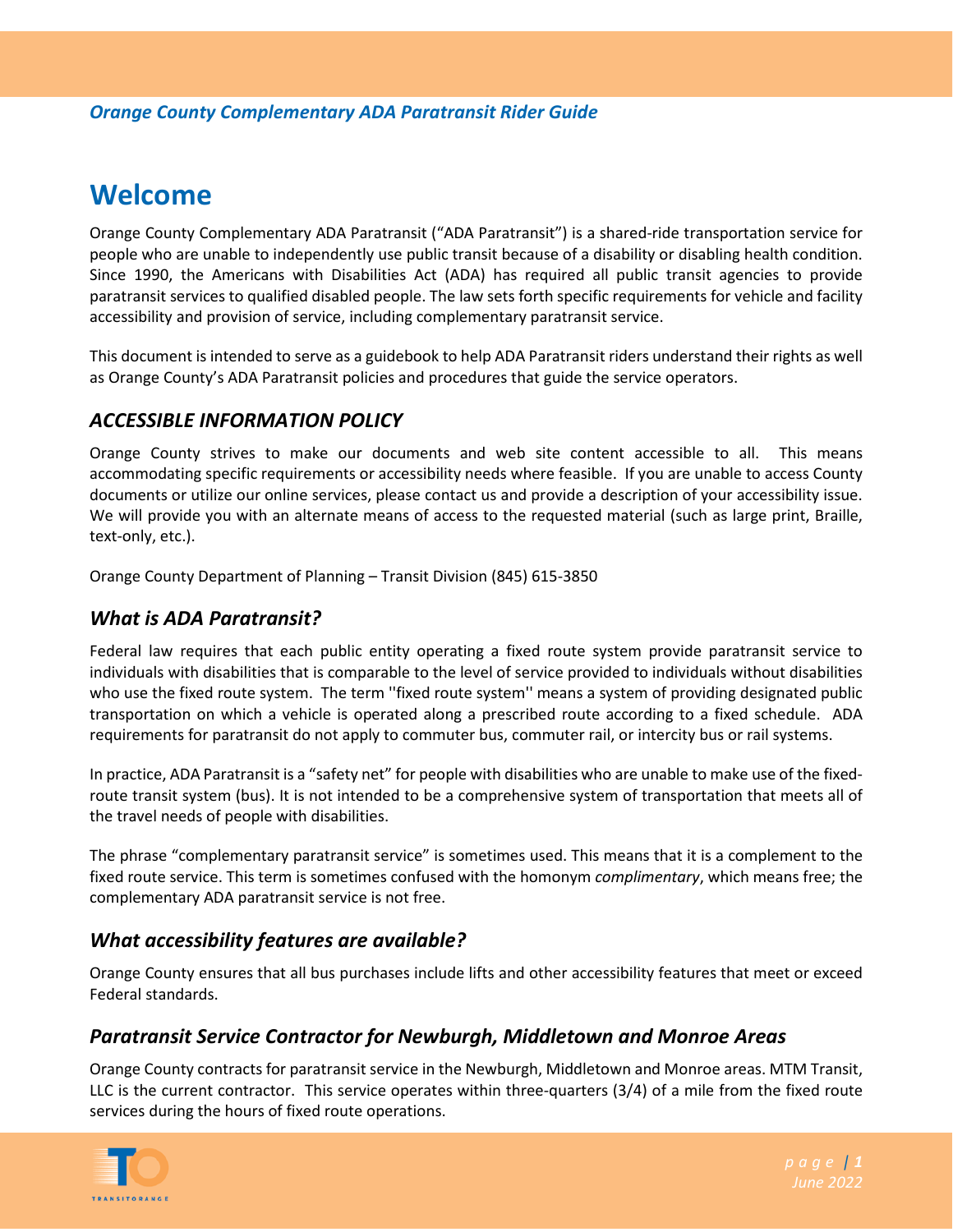*Orange County Complementary ADA Paratransit Rider Guide*

# Welcome

Orange County Complementary ADA Paratransit ("ADA Paratransit") is a shared-ride transportation service for people who are unable to independently use public transit because of a disability or disabling health condition. Since 1990, the Americans with Disabilities Act (ADA) has required all public transit agencies to provide paratransit services to qualified disabled people. The law sets forth specific requirements for vehicle and facility accessibility and provision of service, including complementary paratransit service.

This document is intended to serve as a guidebook to help ADA Paratransit riders understand their rights as well as Orange County's ADA Paratransit policies and procedures that guide the service operators.

## *ACCESSIBLE INFORMATION POLICY*

Orange County strives to make our documents and web site content accessible to all. This means accommodating specific requirements or accessibility needs where feasible. If you are unable to access County documents or utilize our online services, please contact us and provide a description of your accessibility issue. We will provide you with an alternate means of access to the requested material (such as large print, Braille, text-only, etc.).

Orange County Department of Planning – Transit Division (845) 615-3850

## *What is ADA Paratransit?*

Federal law requires that each public entity operating a fixed route system provide paratransit service to individuals with disabilities that is comparable to the level of service provided to individuals without disabilities who use the fixed route system. The term ''fixed route system'' means a system of providing designated public transportation on which a vehicle is operated along a prescribed route according to a fixed schedule. ADA requirements for paratransit do not apply to commuter bus, commuter rail, or intercity bus or rail systems.

In practice, ADA Paratransit is a "safety net" for people with disabilities who are unable to make use of the fixed-route transit system (bus). It is not intended to be a comprehensive system of transportation that meets all of the travel needs of people with disabilities.

The phrase "complementary paratransit service" is sometimes used. This means that it is a complement to the fixed route service. This term is sometimes confused with the homonym *complimentary*, which means free; the complementary ADA paratransit service is not free.

## *What accessibility features are available?*

Orange County ensures that all bus purchases include lifts and other accessibility features that meet or exceed Federal standards.

## *Paratransit Service Contractor for Newburgh, Middletown and Monroe Areas*

Orange County contracts for paratransit service in the Newburgh, Middletown and Monroe areas. MTM Transit, LLC is the current contractor. This service operates within three-quarters (3/4) of a mile from the fixed route services during the hours of fixed route operations.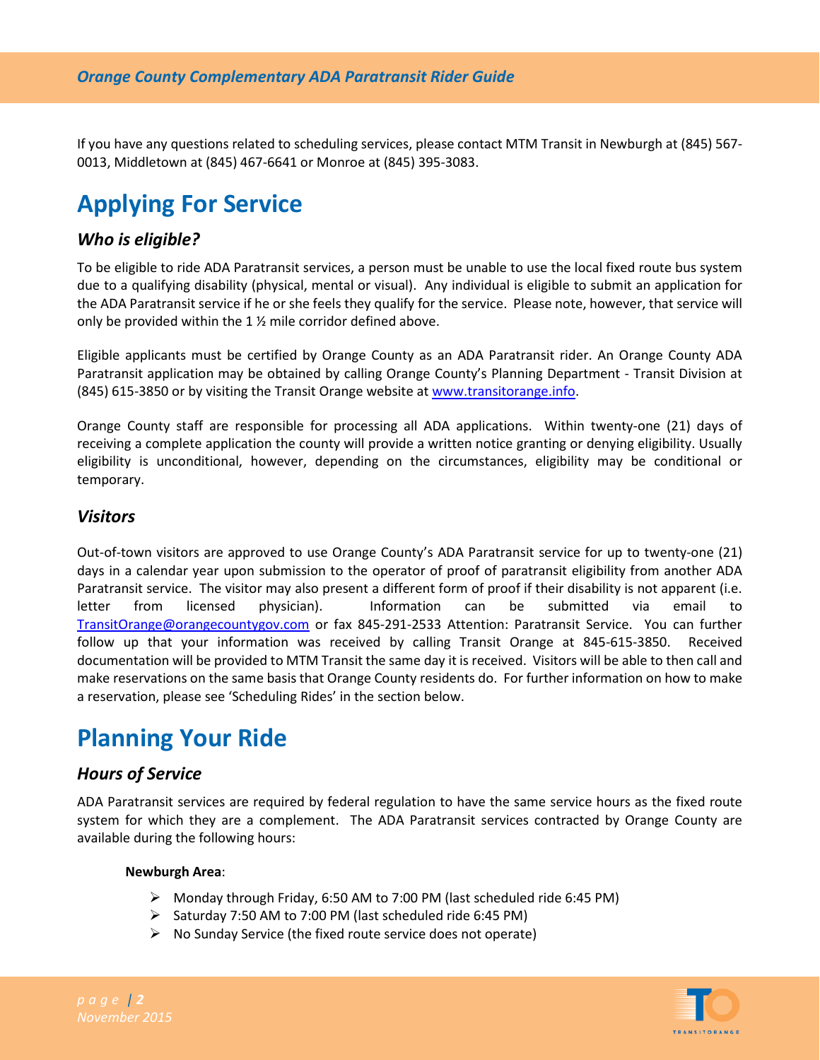If you have any questions related to scheduling services, please contact MTM Transit in Newburgh at (845) 567-0013, Middletown at (845) 467-6641 or Monroe at (845) 395-3083.

# Applying For Service

### Who is eligible?

To be eligible to ride ADA Paratransit services, a person must be unable to use the local fixed route bus system due to a qualifying disability (physical, mental or visual). Any individual is eligible to submit an application for the ADA Paratransit service if he or she feels they qualify for the service. Please note, however, that service will only be provided within the 1 ½ mile corridor defined above.

Eligible applicants must be certified by Orange County as an ADA Paratransit rider. An Orange County ADA Paratransit application may be obtained by calling Orange County's Planning Department - Transit Division at (845) 615-3850 or by visiting the Transit Orange website at www.transitorange.info.

Orange County staff are responsible for processing all ADA applications. Within twenty-one (21) days of receiving a complete application the county will provide a written notice granting or denying eligibility. Usually eligibility is unconditional, however, depending on the circumstances, eligibility may be conditional or temporary.

### Visitors

Out-of-town visitors are approved to use Orange County's ADA Paratransit service for up to twenty-one (21) days in a calendar year upon submission to the operator of proof of paratransit eligibility from another ADA Paratransit service. The visitor may also present a different form of proof if their disability is not apparent (i.e. letter from licensed physician). Information can be submitted via email to TransitOrange@orangecountygov.com or fax 845-291-2533 Attention: Paratransit Service. You can further follow up that your information was received by calling Transit Orange at 845-615-3850. Received documentation will be provided to MTM Transit the same day it is received. Visitors will be able to then call and make reservations on the same basis that Orange County residents do. For further information on how to make a reservation, please see 'Scheduling Rides' in the section below.

# Planning Your Ride

### Hours of Service

ADA Paratransit services are required by federal regulation to have the same service hours as the fixed route system for which they are a complement. The ADA Paratransit services contracted by Orange County are available during the following hours:

**Newburgh Area**:

- Monday through Friday, 6:50 AM to 7:00 PM (last scheduled ride 6:45 PM)
- Saturday 7:50 AM to 7:00 PM (last scheduled ride 6:45 PM)
- No Sunday Service (the fixed route service does not operate)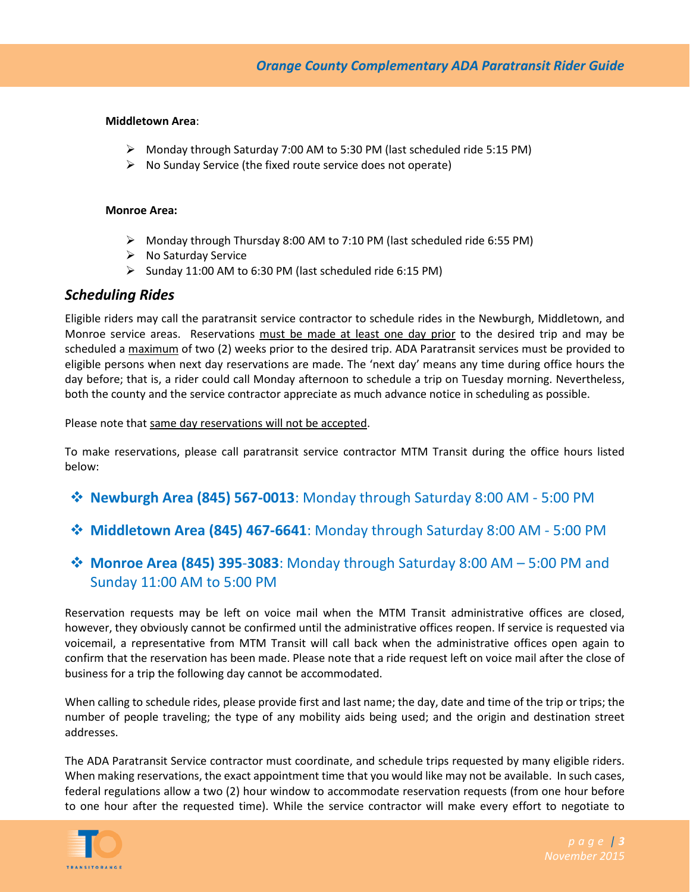**Middletown Area**:

- Monday through Saturday 7:00 AM to 5:30 PM (last scheduled ride 5:15 PM)
- No Sunday Service (the fixed route service does not operate)

**Monroe Area:**

- Monday through Thursday 8:00 AM to 7:10 PM (last scheduled ride 6:55 PM)
- No Saturday Service
- Sunday 11:00 AM to 6:30 PM (last scheduled ride 6:15 PM)

## *Scheduling Rides*

Eligible riders may call the paratransit service contractor to schedule rides in the Newburgh, Middletown, and Monroe service areas. Reservations must be made at least one day prior to the desired trip and may be scheduled a maximum of two (2) weeks prior to the desired trip. ADA Paratransit services must be provided to eligible persons when next day reservations are made. The 'next day' means any time during office hours the day before; that is, a rider could call Monday afternoon to schedule a trip on Tuesday morning. Nevertheless, both the county and the service contractor appreciate as much advance notice in scheduling as possible.

Please note that same day reservations will not be accepted.

To make reservations, please call paratransit service contractor MTM Transit during the office hours listed below:

- **Newburgh Area (845) 567-0013**: Monday through Saturday 8:00 AM - 5:00 PM
- **Middletown Area (845) 467-6641**: Monday through Saturday 8:00 AM - 5:00 PM
- **Monroe Area (845) 395-3083**: Monday through Saturday 8:00 AM – 5:00 PM and Sunday 11:00 AM to 5:00 PM

Reservation requests may be left on voice mail when the MTM Transit administrative offices are closed, however, they obviously cannot be confirmed until the administrative offices reopen. If service is requested via voicemail, a representative from MTM Transit will call back when the administrative offices open again to confirm that the reservation has been made. Please note that a ride request left on voice mail after the close of business for a trip the following day cannot be accommodated.

When calling to schedule rides, please provide first and last name; the day, date and time of the trip or trips; the number of people traveling; the type of any mobility aids being used; and the origin and destination street addresses.

The ADA Paratransit Service contractor must coordinate, and schedule trips requested by many eligible riders. When making reservations, the exact appointment time that you would like may not be available. In such cases, federal regulations allow a two (2) hour window to accommodate reservation requests (from one hour before to one hour after the requested time). While the service contractor will make every effort to negotiate to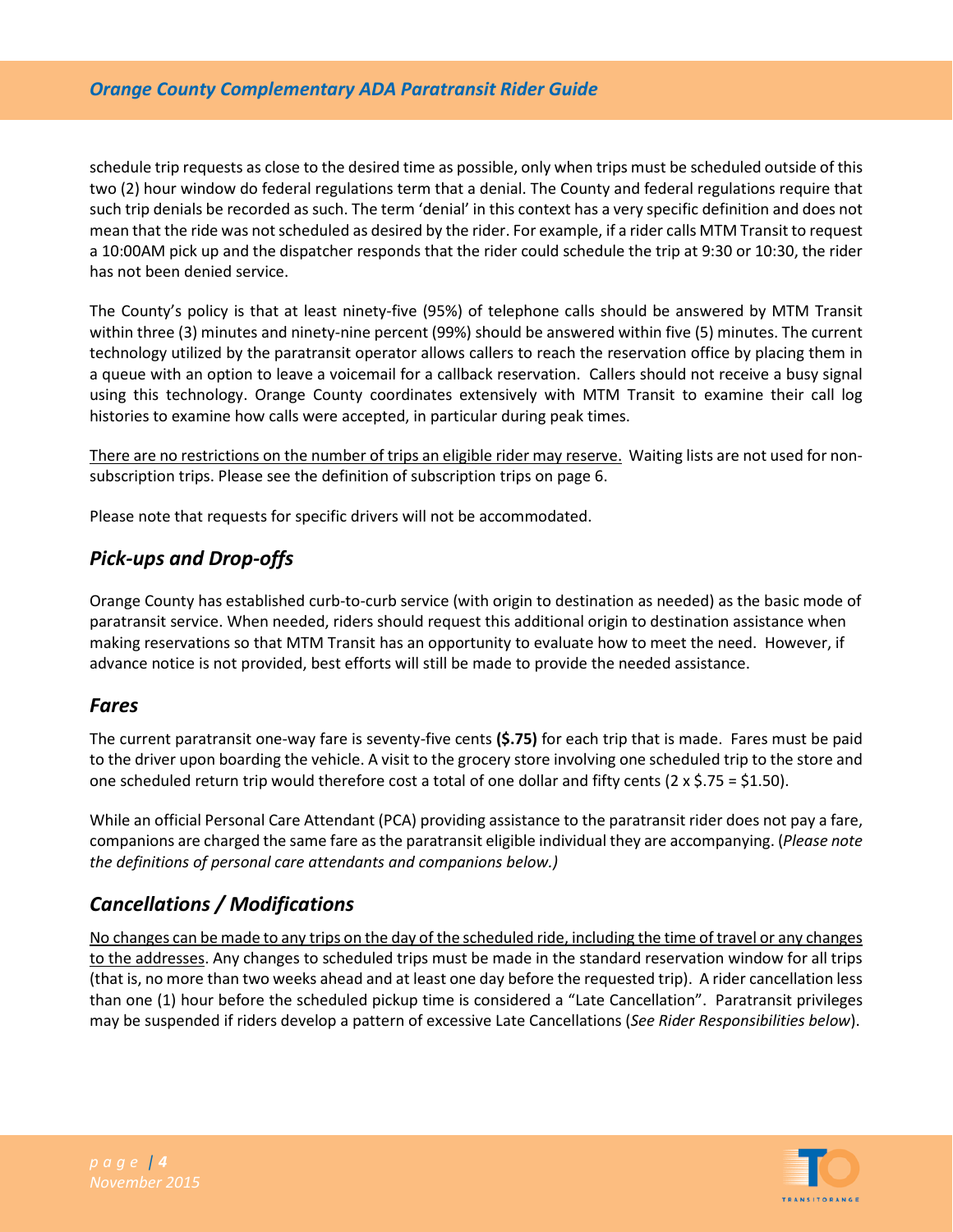schedule trip requests as close to the desired time as possible, only when trips must be scheduled outside of this two (2) hour window do federal regulations term that a denial. The County and federal regulations require that such trip denials be recorded as such. The term 'denial' in this context has a very specific definition and does not mean that the ride was not scheduled as desired by the rider. For example, if a rider calls MTM Transit to request a 10:00AM pick up and the dispatcher responds that the rider could schedule the trip at 9:30 or 10:30, the rider has not been denied service.

The County's policy is that at least ninety-five (95%) of telephone calls should be answered by MTM Transit within three (3) minutes and ninety-nine percent (99%) should be answered within five (5) minutes. The current technology utilized by the paratransit operator allows callers to reach the reservation office by placing them in a queue with an option to leave a voicemail for a callback reservation. Callers should not receive a busy signal using this technology. Orange County coordinates extensively with MTM Transit to examine their call log histories to examine how calls were accepted, in particular during peak times.

<u>There are no restrictions on the number of trips an eligible rider may reserve.</u> Waiting lists are not used for non-subscription trips. Please see the definition of subscription trips on page 6.

Please note that requests for specific drivers will not be accommodated.

## *Pick-ups and Drop-offs*

Orange County has established curb-to-curb service (with origin to destination as needed) as the basic mode of paratransit service. When needed, riders should request this additional origin to destination assistance when making reservations so that MTM Transit has an opportunity to evaluate how to meet the need. However, if advance notice is not provided, best efforts will still be made to provide the needed assistance.

## *Fares*

The current paratransit one-way fare is seventy-five cents **($.75)** for each trip that is made. Fares must be paid to the driver upon boarding the vehicle. A visit to the grocery store involving one scheduled trip to the store and one scheduled return trip would therefore cost a total of one dollar and fifty cents (2 x $.75 = $1.50).

While an official Personal Care Attendant (PCA) providing assistance to the paratransit rider does not pay a fare, companions are charged the same fare as the paratransit eligible individual they are accompanying. (*Please note the definitions of personal care attendants and companions below.)*

## *Cancellations / Modifications*

<u>No changes can be made to any trips on the day of the scheduled ride, including the time of travel or any changes to the addresses</u>. Any changes to scheduled trips must be made in the standard reservation window for all trips (that is, no more than two weeks ahead and at least one day before the requested trip). A rider cancellation less than one (1) hour before the scheduled pickup time is considered a "Late Cancellation". Paratransit privileges may be suspended if riders develop a pattern of excessive Late Cancellations (*See Rider Responsibilities below*).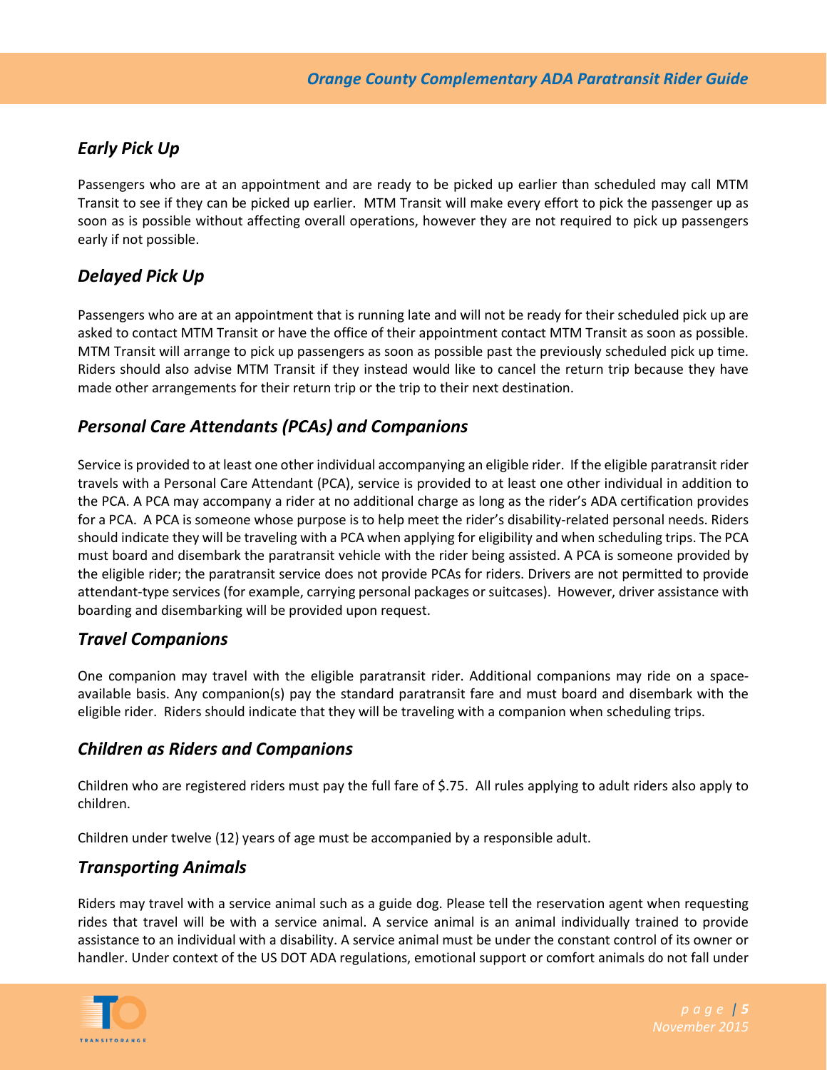## *Early Pick Up*

Passengers who are at an appointment and are ready to be picked up earlier than scheduled may call MTM Transit to see if they can be picked up earlier. MTM Transit will make every effort to pick the passenger up as soon as is possible without affecting overall operations, however they are not required to pick up passengers early if not possible.

## *Delayed Pick Up*

Passengers who are at an appointment that is running late and will not be ready for their scheduled pick up are asked to contact MTM Transit or have the office of their appointment contact MTM Transit as soon as possible. MTM Transit will arrange to pick up passengers as soon as possible past the previously scheduled pick up time. Riders should also advise MTM Transit if they instead would like to cancel the return trip because they have made other arrangements for their return trip or the trip to their next destination.

## *Personal Care Attendants (PCAs) and Companions*

Service is provided to at least one other individual accompanying an eligible rider. If the eligible paratransit rider travels with a Personal Care Attendant (PCA), service is provided to at least one other individual in addition to the PCA. A PCA may accompany a rider at no additional charge as long as the rider's ADA certification provides for a PCA. A PCA is someone whose purpose is to help meet the rider's disability-related personal needs. Riders should indicate they will be traveling with a PCA when applying for eligibility and when scheduling trips. The PCA must board and disembark the paratransit vehicle with the rider being assisted. A PCA is someone provided by the eligible rider; the paratransit service does not provide PCAs for riders. Drivers are not permitted to provide attendant-type services (for example, carrying personal packages or suitcases). However, driver assistance with boarding and disembarking will be provided upon request.

## *Travel Companions*

One companion may travel with the eligible paratransit rider. Additional companions may ride on a space-available basis. Any companion(s) pay the standard paratransit fare and must board and disembark with the eligible rider. Riders should indicate that they will be traveling with a companion when scheduling trips.

## *Children as Riders and Companions*

Children who are registered riders must pay the full fare of $.75. All rules applying to adult riders also apply to children.

Children under twelve (12) years of age must be accompanied by a responsible adult.

## *Transporting Animals*

Riders may travel with a service animal such as a guide dog. Please tell the reservation agent when requesting rides that travel will be with a service animal. A service animal is an animal individually trained to provide assistance to an individual with a disability. A service animal must be under the constant control of its owner or handler. Under context of the US DOT ADA regulations, emotional support or comfort animals do not fall under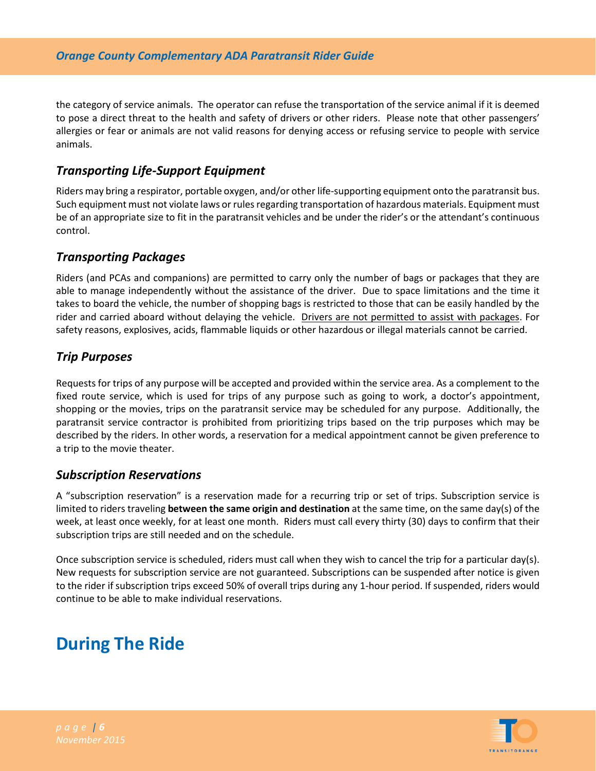the category of service animals. The operator can refuse the transportation of the service animal if it is deemed to pose a direct threat to the health and safety of drivers or other riders. Please note that other passengers' allergies or fear or animals are not valid reasons for denying access or refusing service to people with service animals.

### *Transporting Life-Support Equipment*

Riders may bring a respirator, portable oxygen, and/or other life-supporting equipment onto the paratransit bus. Such equipment must not violate laws or rules regarding transportation of hazardous materials. Equipment must be of an appropriate size to fit in the paratransit vehicles and be under the rider's or the attendant's continuous control.

### *Transporting Packages*

Riders (and PCAs and companions) are permitted to carry only the number of bags or packages that they are able to manage independently without the assistance of the driver. Due to space limitations and the time it takes to board the vehicle, the number of shopping bags is restricted to those that can be easily handled by the rider and carried aboard without delaying the vehicle. <u>Drivers are not permitted to assist with packages</u>. For safety reasons, explosives, acids, flammable liquids or other hazardous or illegal materials cannot be carried.

### *Trip Purposes*

Requests for trips of any purpose will be accepted and provided within the service area. As a complement to the fixed route service, which is used for trips of any purpose such as going to work, a doctor's appointment, shopping or the movies, trips on the paratransit service may be scheduled for any purpose. Additionally, the paratransit service contractor is prohibited from prioritizing trips based on the trip purposes which may be described by the riders. In other words, a reservation for a medical appointment cannot be given preference to a trip to the movie theater.

### *Subscription Reservations*

A "subscription reservation" is a reservation made for a recurring trip or set of trips. Subscription service is limited to riders traveling **between the same origin and destination** at the same time, on the same day(s) of the week, at least once weekly, for at least one month. Riders must call every thirty (30) days to confirm that their subscription trips are still needed and on the schedule.

Once subscription service is scheduled, riders must call when they wish to cancel the trip for a particular day(s). New requests for subscription service are not guaranteed. Subscriptions can be suspended after notice is given to the rider if subscription trips exceed 50% of overall trips during any 1-hour period. If suspended, riders would continue to be able to make individual reservations.

## During The Ride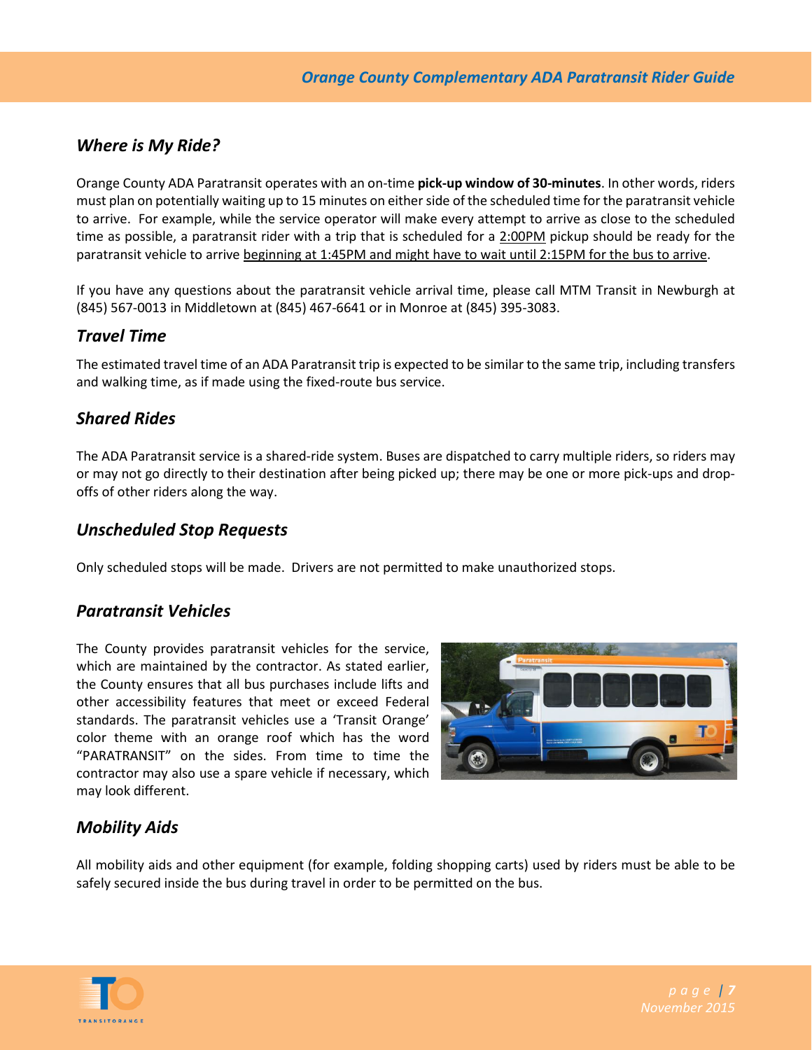## *Where is My Ride?*

Orange County ADA Paratransit operates with an on-time **pick-up window of 30-minutes**. In other words, riders must plan on potentially waiting up to 15 minutes on either side of the scheduled time for the paratransit vehicle to arrive. For example, while the service operator will make every attempt to arrive as close to the scheduled time as possible, a paratransit rider with a trip that is scheduled for a 2:00PM pickup should be ready for the paratransit vehicle to arrive beginning at 1:45PM and might have to wait until 2:15PM for the bus to arrive.

If you have any questions about the paratransit vehicle arrival time, please call MTM Transit in Newburgh at (845) 567-0013 in Middletown at (845) 467-6641 or in Monroe at (845) 395-3083.

## *Travel Time*

The estimated travel time of an ADA Paratransit trip is expected to be similar to the same trip, including transfers and walking time, as if made using the fixed-route bus service.

## *Shared Rides*

The ADA Paratransit service is a shared-ride system. Buses are dispatched to carry multiple riders, so riders may or may not go directly to their destination after being picked up; there may be one or more pick-ups and drop-offs of other riders along the way.

## *Unscheduled Stop Requests*

Only scheduled stops will be made. Drivers are not permitted to make unauthorized stops.

## *Paratransit Vehicles*

The County provides paratransit vehicles for the service, which are maintained by the contractor. As stated earlier, the County ensures that all bus purchases include lifts and other accessibility features that meet or exceed Federal standards. The paratransit vehicles use a 'Transit Orange' color theme with an orange roof which has the word "PARATRANSIT" on the sides. From time to time the contractor may also use a spare vehicle if necessary, which may look different.

## *Mobility Aids*

All mobility aids and other equipment (for example, folding shopping carts) used by riders must be able to be safely secured inside the bus during travel in order to be permitted on the bus.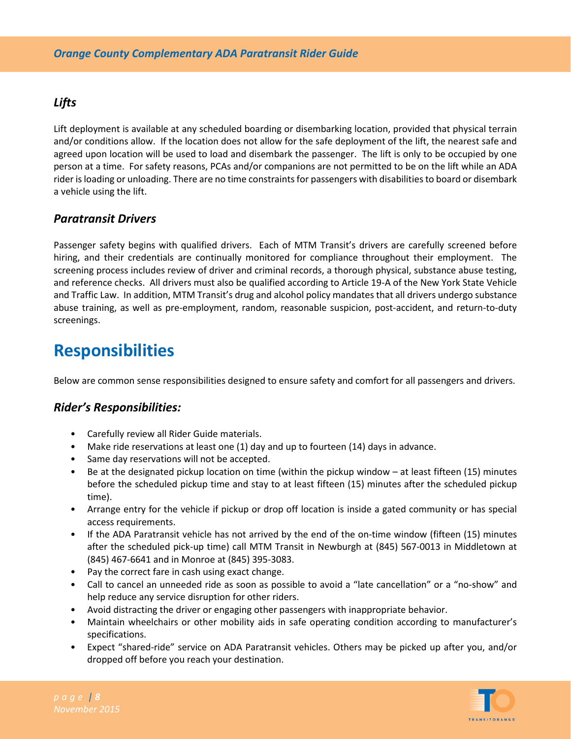### *Lifts*

Lift deployment is available at any scheduled boarding or disembarking location, provided that physical terrain and/or conditions allow. If the location does not allow for the safe deployment of the lift, the nearest safe and agreed upon location will be used to load and disembark the passenger. The lift is only to be occupied by one person at a time. For safety reasons, PCAs and/or companions are not permitted to be on the lift while an ADA rider is loading or unloading. There are no time constraints for passengers with disabilities to board or disembark a vehicle using the lift.

### *Paratransit Drivers*

Passenger safety begins with qualified drivers. Each of MTM Transit's drivers are carefully screened before hiring, and their credentials are continually monitored for compliance throughout their employment. The screening process includes review of driver and criminal records, a thorough physical, substance abuse testing, and reference checks. All drivers must also be qualified according to Article 19-A of the New York State Vehicle and Traffic Law. In addition, MTM Transit's drug and alcohol policy mandates that all drivers undergo substance abuse training, as well as pre-employment, random, reasonable suspicion, post-accident, and return-to-duty screenings.

## Responsibilities

Below are common sense responsibilities designed to ensure safety and comfort for all passengers and drivers.

### *Rider's Responsibilities:*

- Carefully review all Rider Guide materials.
- Make ride reservations at least one (1) day and up to fourteen (14) days in advance.
- Same day reservations will not be accepted.
- Be at the designated pickup location on time (within the pickup window – at least fifteen (15) minutes before the scheduled pickup time and stay to at least fifteen (15) minutes after the scheduled pickup time).
- Arrange entry for the vehicle if pickup or drop off location is inside a gated community or has special access requirements.
- If the ADA Paratransit vehicle has not arrived by the end of the on-time window (fifteen (15) minutes after the scheduled pick-up time) call MTM Transit in Newburgh at (845) 567-0013 in Middletown at (845) 467-6641 and in Monroe at (845) 395-3083.
- Pay the correct fare in cash using exact change.
- Call to cancel an unneeded ride as soon as possible to avoid a "late cancellation" or a "no-show" and help reduce any service disruption for other riders.
- Avoid distracting the driver or engaging other passengers with inappropriate behavior.
- Maintain wheelchairs or other mobility aids in safe operating condition according to manufacturer's specifications.
- Expect "shared-ride" service on ADA Paratransit vehicles. Others may be picked up after you, and/or dropped off before you reach your destination.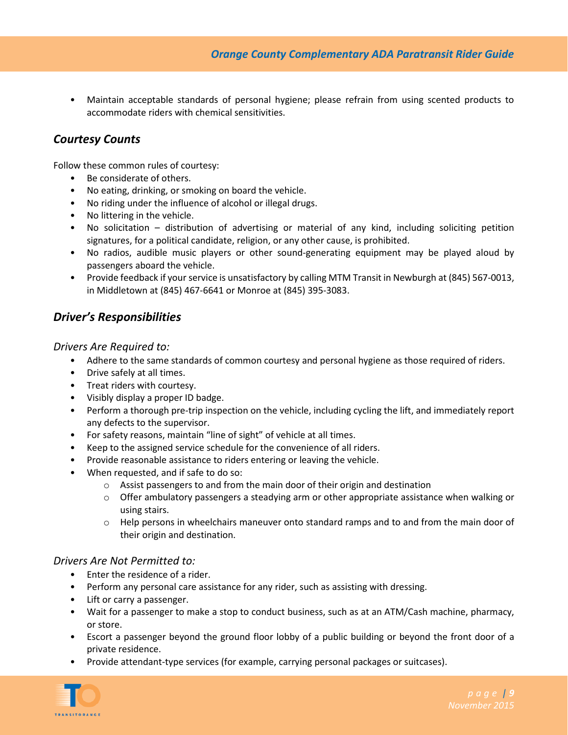- Maintain acceptable standards of personal hygiene; please refrain from using scented products to accommodate riders with chemical sensitivities.

## *Courtesy Counts*

Follow these common rules of courtesy:

- Be considerate of others.
- No eating, drinking, or smoking on board the vehicle.
- No riding under the influence of alcohol or illegal drugs.
- No littering in the vehicle.
- No solicitation – distribution of advertising or material of any kind, including soliciting petition signatures, for a political candidate, religion, or any other cause, is prohibited.
- No radios, audible music players or other sound-generating equipment may be played aloud by passengers aboard the vehicle.
- Provide feedback if your service is unsatisfactory by calling MTM Transit in Newburgh at (845) 567-0013, in Middletown at (845) 467-6641 or Monroe at (845) 395-3083.

## *Driver's Responsibilities*

### *Drivers Are Required to:*

- Adhere to the same standards of common courtesy and personal hygiene as those required of riders.
- Drive safely at all times.
- Treat riders with courtesy.
- Visibly display a proper ID badge.
- Perform a thorough pre-trip inspection on the vehicle, including cycling the lift, and immediately report any defects to the supervisor.
- For safety reasons, maintain "line of sight" of vehicle at all times.
- Keep to the assigned service schedule for the convenience of all riders.
- Provide reasonable assistance to riders entering or leaving the vehicle.
- When requested, and if safe to do so:
  - Assist passengers to and from the main door of their origin and destination
  - Offer ambulatory passengers a steadying arm or other appropriate assistance when walking or using stairs.
  - Help persons in wheelchairs maneuver onto standard ramps and to and from the main door of their origin and destination.

### *Drivers Are Not Permitted to:*

- Enter the residence of a rider.
- Perform any personal care assistance for any rider, such as assisting with dressing.
- Lift or carry a passenger.
- Wait for a passenger to make a stop to conduct business, such as at an ATM/Cash machine, pharmacy, or store.
- Escort a passenger beyond the ground floor lobby of a public building or beyond the front door of a private residence.
- Provide attendant-type services (for example, carrying personal packages or suitcases).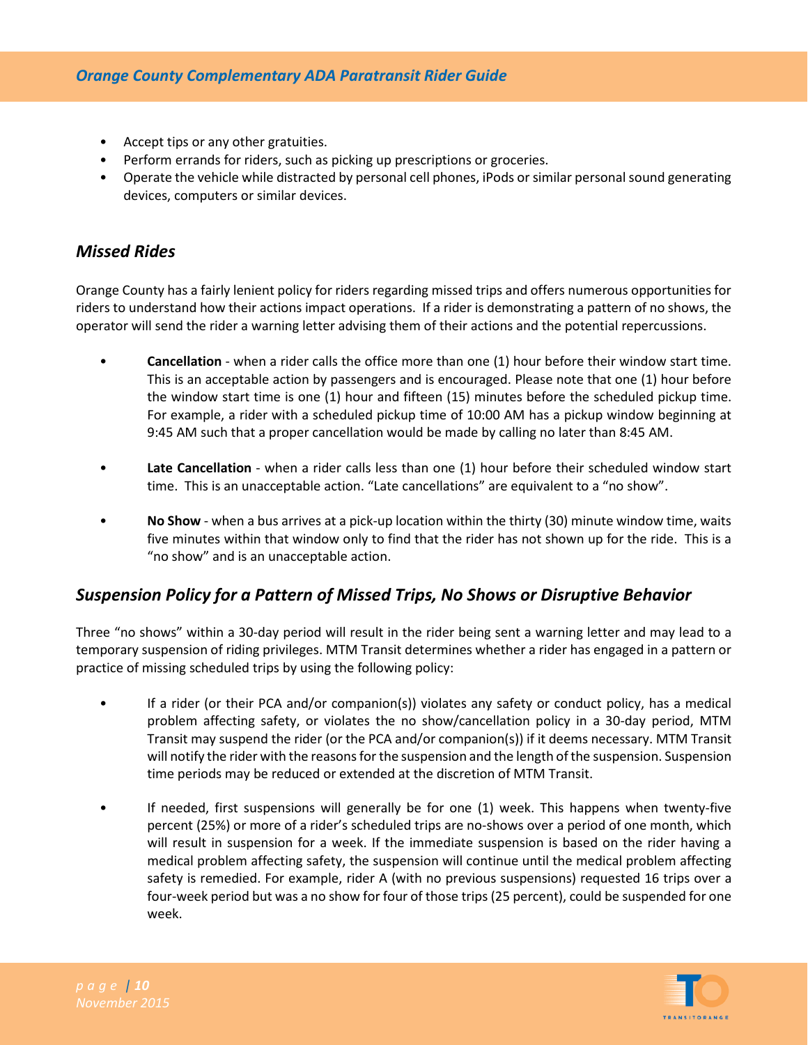- Accept tips or any other gratuities.
- Perform errands for riders, such as picking up prescriptions or groceries.
- Operate the vehicle while distracted by personal cell phones, iPods or similar personal sound generating devices, computers or similar devices.

## *Missed Rides*

Orange County has a fairly lenient policy for riders regarding missed trips and offers numerous opportunities for riders to understand how their actions impact operations. If a rider is demonstrating a pattern of no shows, the operator will send the rider a warning letter advising them of their actions and the potential repercussions.

- **Cancellation** - when a rider calls the office more than one (1) hour before their window start time. This is an acceptable action by passengers and is encouraged. Please note that one (1) hour before the window start time is one (1) hour and fifteen (15) minutes before the scheduled pickup time. For example, a rider with a scheduled pickup time of 10:00 AM has a pickup window beginning at 9:45 AM such that a proper cancellation would be made by calling no later than 8:45 AM.

- **Late Cancellation** - when a rider calls less than one (1) hour before their scheduled window start time. This is an unacceptable action. “Late cancellations” are equivalent to a “no show”.

- **No Show** - when a bus arrives at a pick-up location within the thirty (30) minute window time, waits five minutes within that window only to find that the rider has not shown up for the ride. This is a “no show” and is an unacceptable action.

## *Suspension Policy for a Pattern of Missed Trips, No Shows or Disruptive Behavior*

Three “no shows” within a 30-day period will result in the rider being sent a warning letter and may lead to a temporary suspension of riding privileges. MTM Transit determines whether a rider has engaged in a pattern or practice of missing scheduled trips by using the following policy:

- If a rider (or their PCA and/or companion(s)) violates any safety or conduct policy, has a medical problem affecting safety, or violates the no show/cancellation policy in a 30-day period, MTM Transit may suspend the rider (or the PCA and/or companion(s)) if it deems necessary. MTM Transit will notify the rider with the reasons for the suspension and the length of the suspension. Suspension time periods may be reduced or extended at the discretion of MTM Transit.

- If needed, first suspensions will generally be for one (1) week. This happens when twenty-five percent (25%) or more of a rider’s scheduled trips are no-shows over a period of one month, which will result in suspension for a week. If the immediate suspension is based on the rider having a medical problem affecting safety, the suspension will continue until the medical problem affecting safety is remedied. For example, rider A (with no previous suspensions) requested 16 trips over a four-week period but was a no show for four of those trips (25 percent), could be suspended for one week.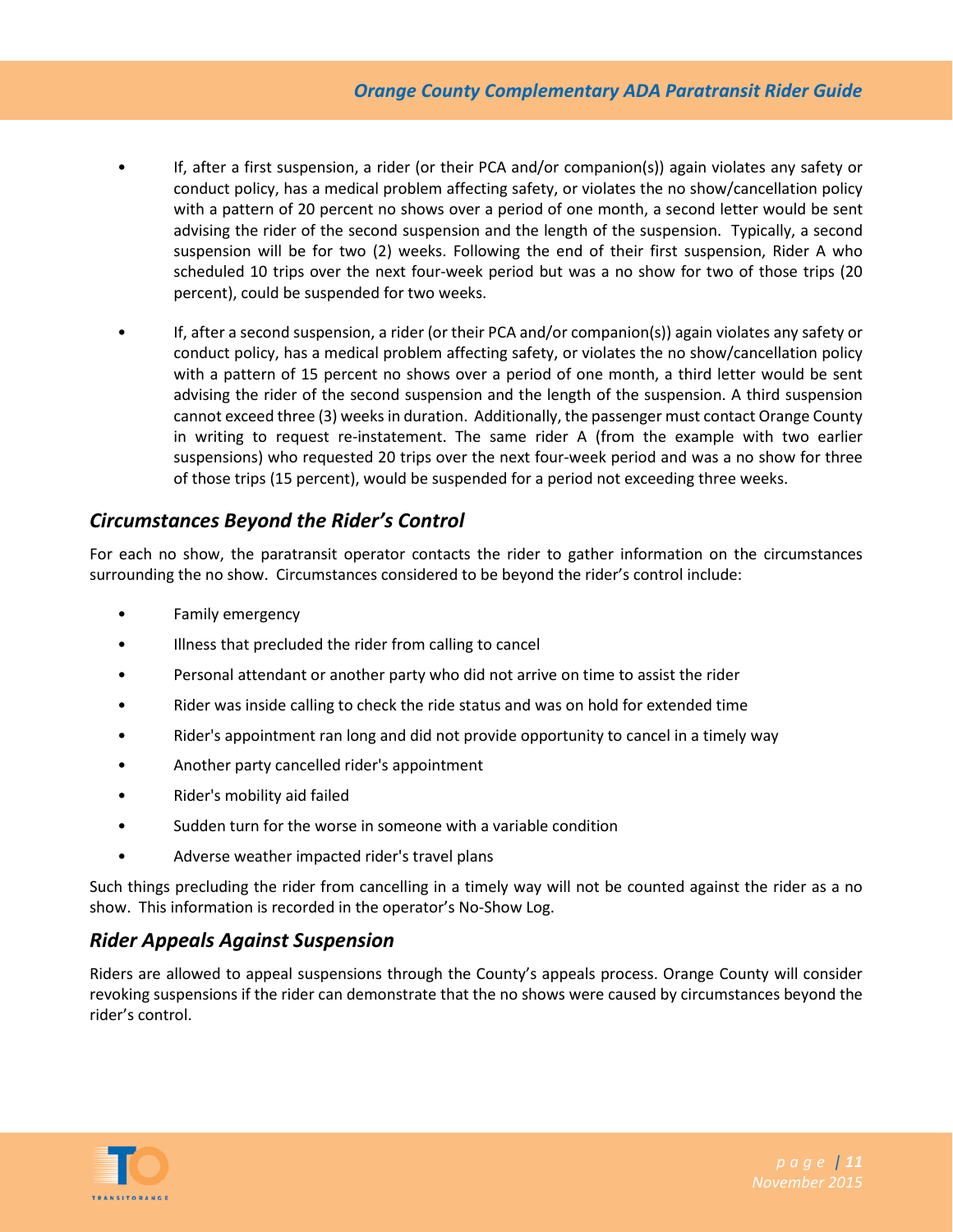- If, after a first suspension, a rider (or their PCA and/or companion(s)) again violates any safety or conduct policy, has a medical problem affecting safety, or violates the no show/cancellation policy with a pattern of 20 percent no shows over a period of one month, a second letter would be sent advising the rider of the second suspension and the length of the suspension. Typically, a second suspension will be for two (2) weeks. Following the end of their first suspension, Rider A who scheduled 10 trips over the next four-week period but was a no show for two of those trips (20 percent), could be suspended for two weeks.
- If, after a second suspension, a rider (or their PCA and/or companion(s)) again violates any safety or conduct policy, has a medical problem affecting safety, or violates the no show/cancellation policy with a pattern of 15 percent no shows over a period of one month, a third letter would be sent advising the rider of the second suspension and the length of the suspension. A third suspension cannot exceed three (3) weeks in duration. Additionally, the passenger must contact Orange County in writing to request re-instatement. The same rider A (from the example with two earlier suspensions) who requested 20 trips over the next four-week period and was a no show for three of those trips (15 percent), would be suspended for a period not exceeding three weeks.

## *Circumstances Beyond the Rider's Control*

For each no show, the paratransit operator contacts the rider to gather information on the circumstances surrounding the no show. Circumstances considered to be beyond the rider's control include:

- Family emergency
- Illness that precluded the rider from calling to cancel
- Personal attendant or another party who did not arrive on time to assist the rider
- Rider was inside calling to check the ride status and was on hold for extended time
- Rider's appointment ran long and did not provide opportunity to cancel in a timely way
- Another party cancelled rider's appointment
- Rider's mobility aid failed
- Sudden turn for the worse in someone with a variable condition
- Adverse weather impacted rider's travel plans

Such things precluding the rider from cancelling in a timely way will not be counted against the rider as a no show. This information is recorded in the operator's No-Show Log.

## *Rider Appeals Against Suspension*

Riders are allowed to appeal suspensions through the County's appeals process. Orange County will consider revoking suspensions if the rider can demonstrate that the no shows were caused by circumstances beyond the rider's control.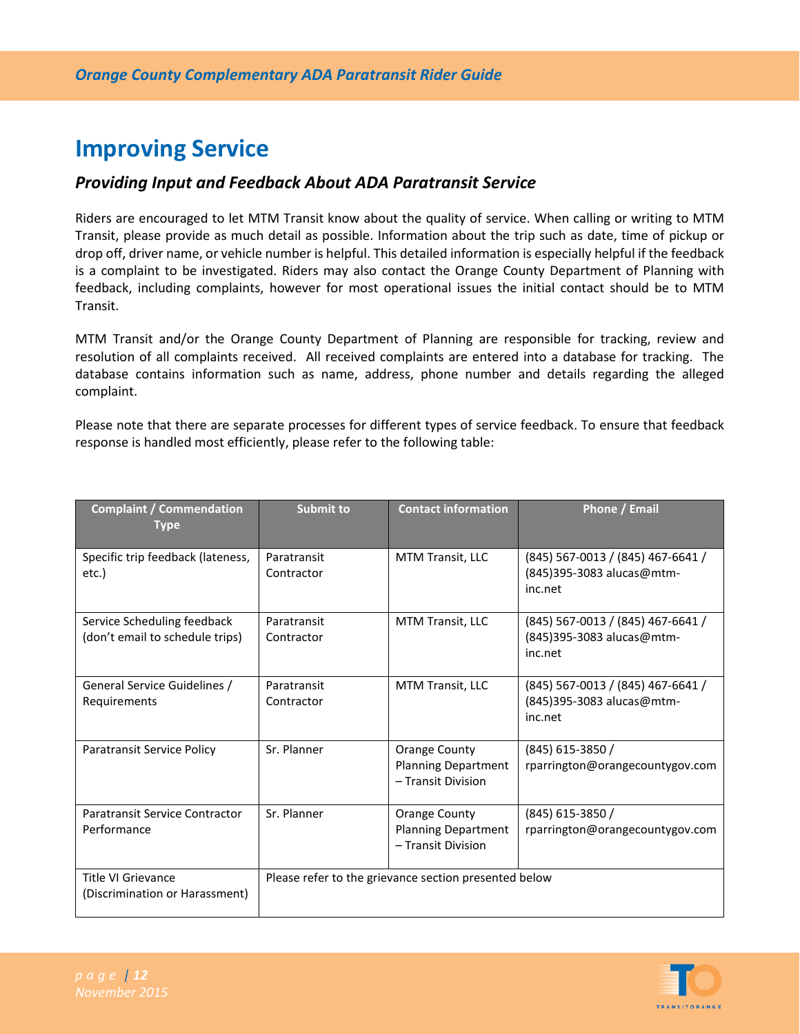# Improving Service

### *Providing Input and Feedback About ADA Paratransit Service*

Riders are encouraged to let MTM Transit know about the quality of service. When calling or writing to MTM Transit, please provide as much detail as possible. Information about the trip such as date, time of pickup or drop off, driver name, or vehicle number is helpful. This detailed information is especially helpful if the feedback is a complaint to be investigated. Riders may also contact the Orange County Department of Planning with feedback, including complaints, however for most operational issues the initial contact should be to MTM Transit.

MTM Transit and/or the Orange County Department of Planning are responsible for tracking, review and resolution of all complaints received. All received complaints are entered into a database for tracking. The database contains information such as name, address, phone number and details regarding the alleged complaint.

Please note that there are separate processes for different types of service feedback. To ensure that feedback response is handled most efficiently, please refer to the following table:

| Complaint / Commendation Type | Submit to | Contact information | Phone / Email |
|---|---|---|---|
| Specific trip feedback (lateness, etc.) | Paratransit Contractor | MTM Transit, LLC | (845) 567-0013 / (845) 467-6641 / (845)395-3083 alucas@mtm-inc.net |
| Service Scheduling feedback (don't email to schedule trips) | Paratransit Contractor | MTM Transit, LLC | (845) 567-0013 / (845) 467-6641 / (845)395-3083 alucas@mtm-inc.net |
| General Service Guidelines / Requirements | Paratransit Contractor | MTM Transit, LLC | (845) 567-0013 / (845) 467-6641 / (845)395-3083 alucas@mtm-inc.net |
| Paratransit Service Policy | Sr. Planner | Orange County Planning Department – Transit Division | (845) 615-3850 / rparrington@orangecountygov.com |
| Paratransit Service Contractor Performance | Sr. Planner | Orange County Planning Department – Transit Division | (845) 615-3850 / rparrington@orangecountygov.com |
| Title VI Grievance (Discrimination or Harassment) | Please refer to the grievance section presented below | | |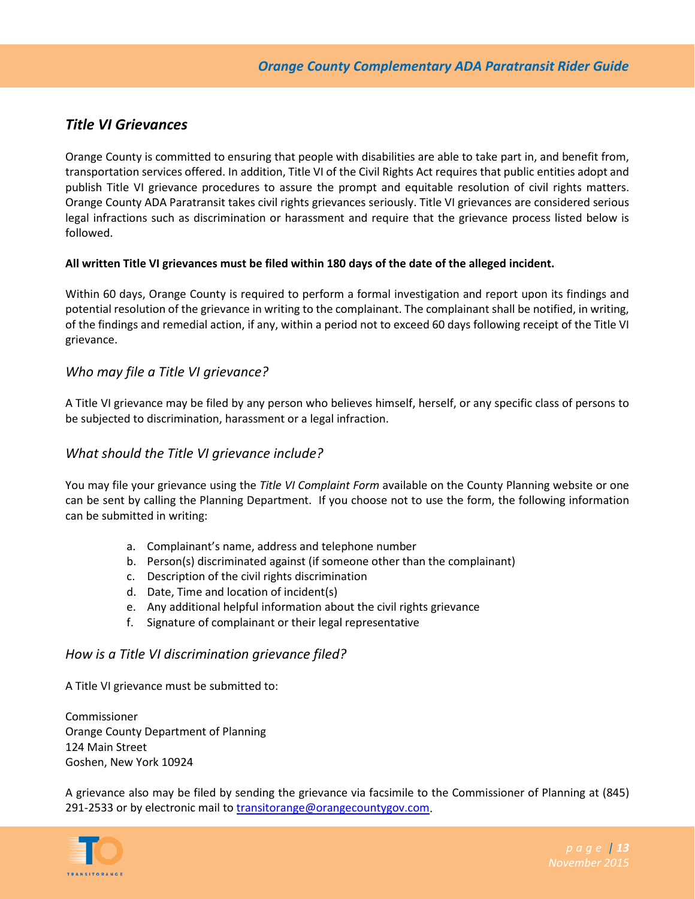## *Title VI Grievances*

Orange County is committed to ensuring that people with disabilities are able to take part in, and benefit from, transportation services offered. In addition, Title VI of the Civil Rights Act requires that public entities adopt and publish Title VI grievance procedures to assure the prompt and equitable resolution of civil rights matters. Orange County ADA Paratransit takes civil rights grievances seriously. Title VI grievances are considered serious legal infractions such as discrimination or harassment and require that the grievance process listed below is followed.

**All written Title VI grievances must be filed within 180 days of the date of the alleged incident.**

Within 60 days, Orange County is required to perform a formal investigation and report upon its findings and potential resolution of the grievance in writing to the complainant. The complainant shall be notified, in writing, of the findings and remedial action, if any, within a period not to exceed 60 days following receipt of the Title VI grievance.

### *Who may file a Title VI grievance?*

A Title VI grievance may be filed by any person who believes himself, herself, or any specific class of persons to be subjected to discrimination, harassment or a legal infraction.

### *What should the Title VI grievance include?*

You may file your grievance using the *Title VI Complaint Form* available on the County Planning website or one can be sent by calling the Planning Department. If you choose not to use the form, the following information can be submitted in writing:

a. Complainant's name, address and telephone number
b. Person(s) discriminated against (if someone other than the complainant)
c. Description of the civil rights discrimination
d. Date, Time and location of incident(s)
e. Any additional helpful information about the civil rights grievance
f. Signature of complainant or their legal representative

### *How is a Title VI discrimination grievance filed?*

A Title VI grievance must be submitted to:

Commissioner
Orange County Department of Planning
124 Main Street
Goshen, New York 10924

A grievance also may be filed by sending the grievance via facsimile to the Commissioner of Planning at (845) 291-2533 or by electronic mail to transitorange@orangecountygov.com.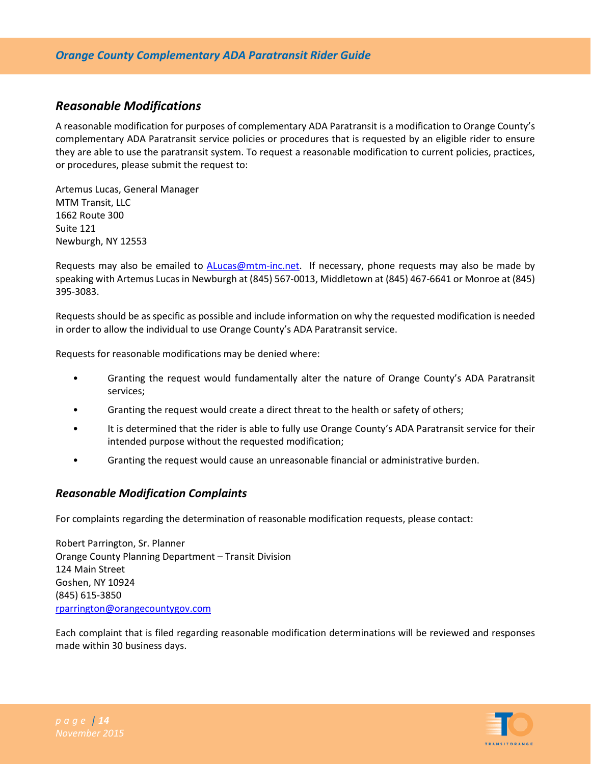## *Reasonable Modifications*

A reasonable modification for purposes of complementary ADA Paratransit is a modification to Orange County's complementary ADA Paratransit service policies or procedures that is requested by an eligible rider to ensure they are able to use the paratransit system. To request a reasonable modification to current policies, practices, or procedures, please submit the request to:

Artemus Lucas, General Manager
MTM Transit, LLC
1662 Route 300
Suite 121
Newburgh, NY 12553

Requests may also be emailed to ALucas@mtm-inc.net. If necessary, phone requests may also be made by speaking with Artemus Lucas in Newburgh at (845) 567-0013, Middletown at (845) 467-6641 or Monroe at (845) 395-3083.

Requests should be as specific as possible and include information on why the requested modification is needed in order to allow the individual to use Orange County's ADA Paratransit service.

Requests for reasonable modifications may be denied where:

- Granting the request would fundamentally alter the nature of Orange County's ADA Paratransit services;
- Granting the request would create a direct threat to the health or safety of others;
- It is determined that the rider is able to fully use Orange County's ADA Paratransit service for their intended purpose without the requested modification;
- Granting the request would cause an unreasonable financial or administrative burden.

## *Reasonable Modification Complaints*

For complaints regarding the determination of reasonable modification requests, please contact:

Robert Parrington, Sr. Planner
Orange County Planning Department – Transit Division
124 Main Street
Goshen, NY 10924
(845) 615-3850
rparrington@orangecountygov.com

Each complaint that is filed regarding reasonable modification determinations will be reviewed and responses made within 30 business days.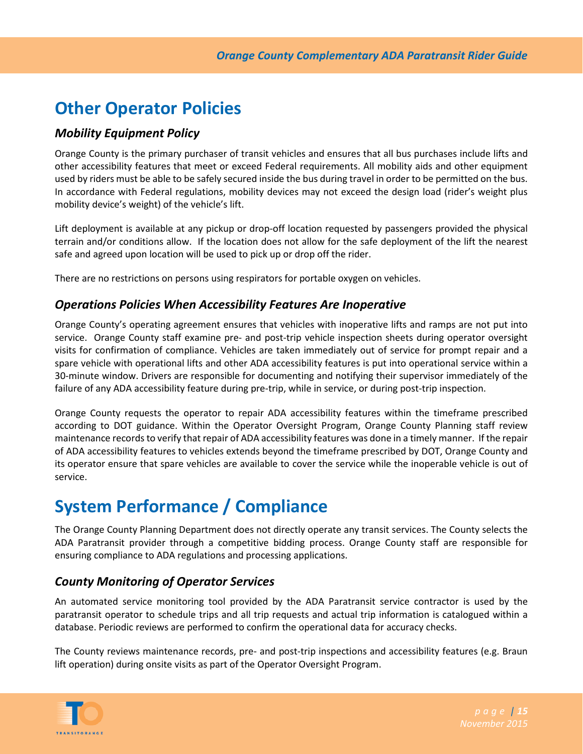# Other Operator Policies

### *Mobility Equipment Policy*

Orange County is the primary purchaser of transit vehicles and ensures that all bus purchases include lifts and other accessibility features that meet or exceed Federal requirements. All mobility aids and other equipment used by riders must be able to be safely secured inside the bus during travel in order to be permitted on the bus. In accordance with Federal regulations, mobility devices may not exceed the design load (rider's weight plus mobility device's weight) of the vehicle's lift.

Lift deployment is available at any pickup or drop-off location requested by passengers provided the physical terrain and/or conditions allow. If the location does not allow for the safe deployment of the lift the nearest safe and agreed upon location will be used to pick up or drop off the rider.

There are no restrictions on persons using respirators for portable oxygen on vehicles.

### *Operations Policies When Accessibility Features Are Inoperative*

Orange County's operating agreement ensures that vehicles with inoperative lifts and ramps are not put into service. Orange County staff examine pre- and post-trip vehicle inspection sheets during operator oversight visits for confirmation of compliance. Vehicles are taken immediately out of service for prompt repair and a spare vehicle with operational lifts and other ADA accessibility features is put into operational service within a 30-minute window. Drivers are responsible for documenting and notifying their supervisor immediately of the failure of any ADA accessibility feature during pre-trip, while in service, or during post-trip inspection.

Orange County requests the operator to repair ADA accessibility features within the timeframe prescribed according to DOT guidance. Within the Operator Oversight Program, Orange County Planning staff review maintenance records to verify that repair of ADA accessibility features was done in a timely manner. If the repair of ADA accessibility features to vehicles extends beyond the timeframe prescribed by DOT, Orange County and its operator ensure that spare vehicles are available to cover the service while the inoperable vehicle is out of service.

# System Performance / Compliance

The Orange County Planning Department does not directly operate any transit services. The County selects the ADA Paratransit provider through a competitive bidding process. Orange County staff are responsible for ensuring compliance to ADA regulations and processing applications.

### *County Monitoring of Operator Services*

An automated service monitoring tool provided by the ADA Paratransit service contractor is used by the paratransit operator to schedule trips and all trip requests and actual trip information is catalogued within a database. Periodic reviews are performed to confirm the operational data for accuracy checks.

The County reviews maintenance records, pre- and post-trip inspections and accessibility features (e.g. Braun lift operation) during onsite visits as part of the Operator Oversight Program.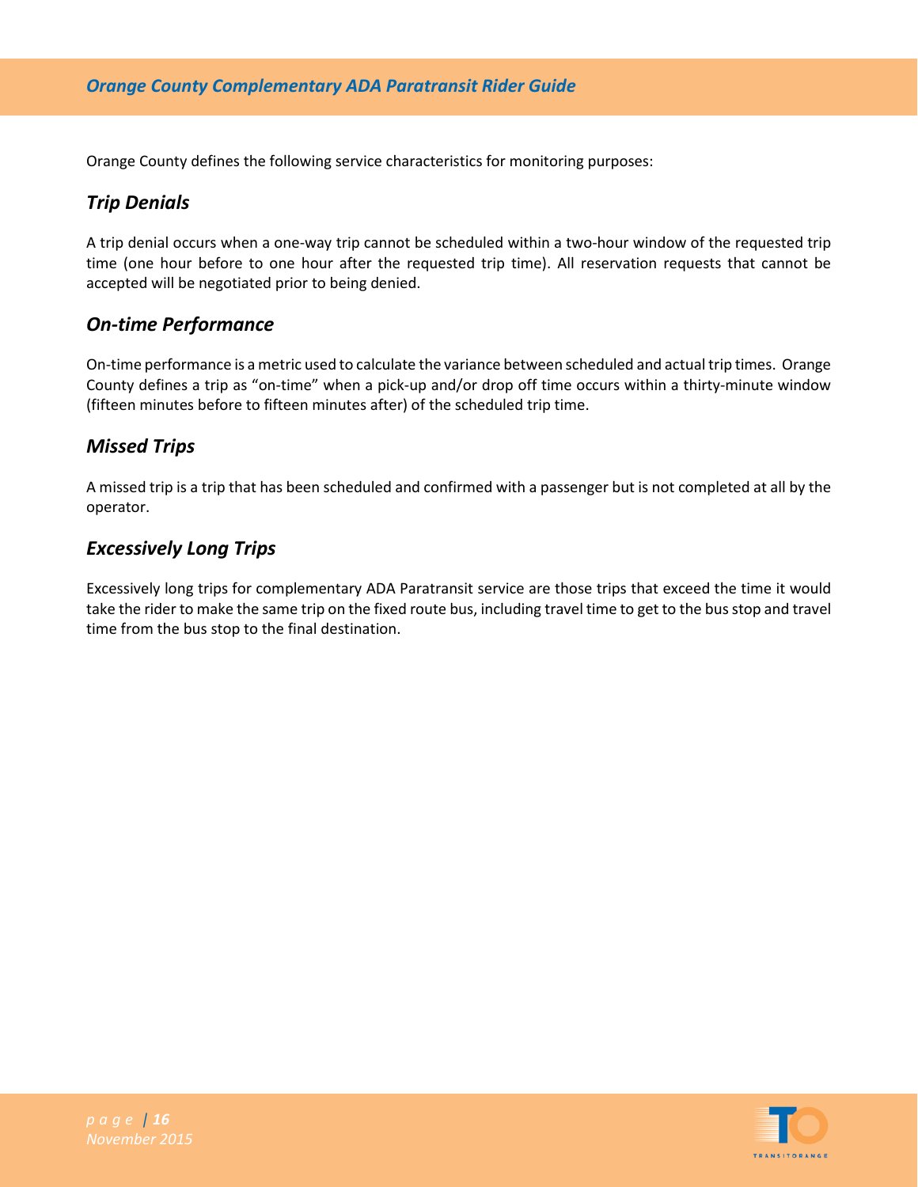Orange County defines the following service characteristics for monitoring purposes:

## *Trip Denials*

A trip denial occurs when a one-way trip cannot be scheduled within a two-hour window of the requested trip time (one hour before to one hour after the requested trip time). All reservation requests that cannot be accepted will be negotiated prior to being denied.

## *On-time Performance*

On-time performance is a metric used to calculate the variance between scheduled and actual trip times. Orange County defines a trip as "on-time" when a pick-up and/or drop off time occurs within a thirty-minute window (fifteen minutes before to fifteen minutes after) of the scheduled trip time.

## *Missed Trips*

A missed trip is a trip that has been scheduled and confirmed with a passenger but is not completed at all by the operator.

## *Excessively Long Trips*

Excessively long trips for complementary ADA Paratransit service are those trips that exceed the time it would take the rider to make the same trip on the fixed route bus, including travel time to get to the bus stop and travel time from the bus stop to the final destination.